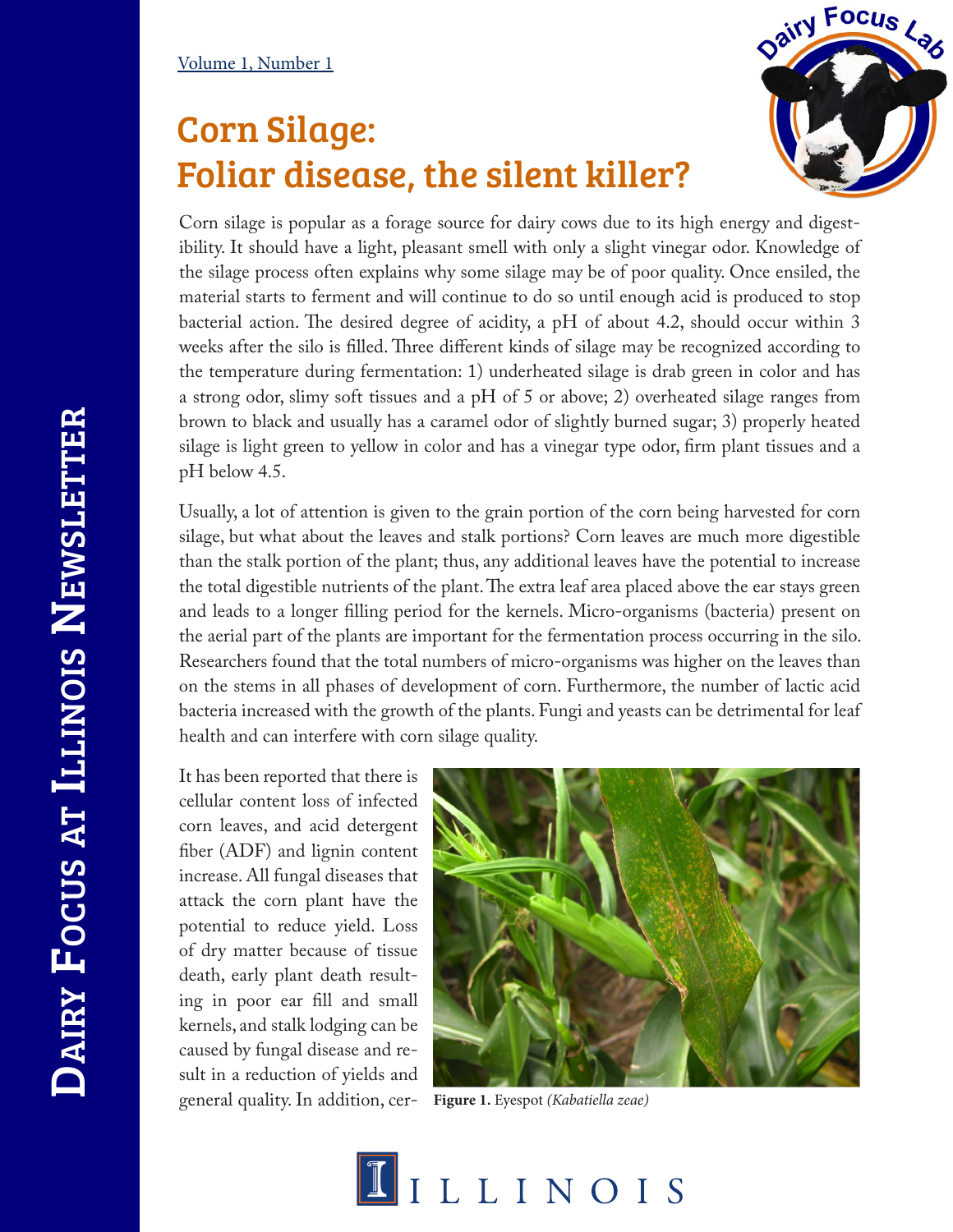Volume 1, Number 1

# Corn Silage: Foliar disease, the silent killer?

Corn silage is popular as a forage source for dairy cows due to its high energy and digestibility. It should have a light, pleasant smell with only a slight vinegar odor. Knowledge of the silage process often explains why some silage may be of poor quality. Once ensiled, the material starts to ferment and will continue to do so until enough acid is produced to stop bacterial action. The desired degree of acidity, a pH of about 4.2, should occur within 3 weeks after the silo is filled. Three different kinds of silage may be recognized according to the temperature during fermentation: 1) underheated silage is drab green in color and has a strong odor, slimy soft tissues and a pH of 5 or above; 2) overheated silage ranges from brown to black and usually has a caramel odor of slightly burned sugar; 3) properly heated silage is light green to yellow in color and has a vinegar type odor, firm plant tissues and a pH below 4.5.

Usually, a lot of attention is given to the grain portion of the corn being harvested for corn silage, but what about the leaves and stalk portions? Corn leaves are much more digestible than the stalk portion of the plant; thus, any additional leaves have the potential to increase the total digestible nutrients of the plant. The extra leaf area placed above the ear stays green and leads to a longer filling period for the kernels. Micro-organisms (bacteria) present on the aerial part of the plants are important for the fermentation process occurring in the silo. Researchers found that the total numbers of micro-organisms was higher on the leaves than on the stems in all phases of development of corn. Furthermore, the number of lactic acid bacteria increased with the growth of the plants. Fungi and yeasts can be detrimental for leaf health and can interfere with corn silage quality.

It has been reported that there is cellular content loss of infected corn leaves, and acid detergent fiber (ADF) and lignin content increase. All fungal diseases that attack the corn plant have the potential to reduce yield. Loss of dry matter because of tissue death, early plant death resulting in poor ear fill and small kernels, and stalk lodging can be caused by fungal disease and result in a reduction of yields and general quality. In addition, cer-

**Figure 1.** Eyespot *(Kabatiella zeae)*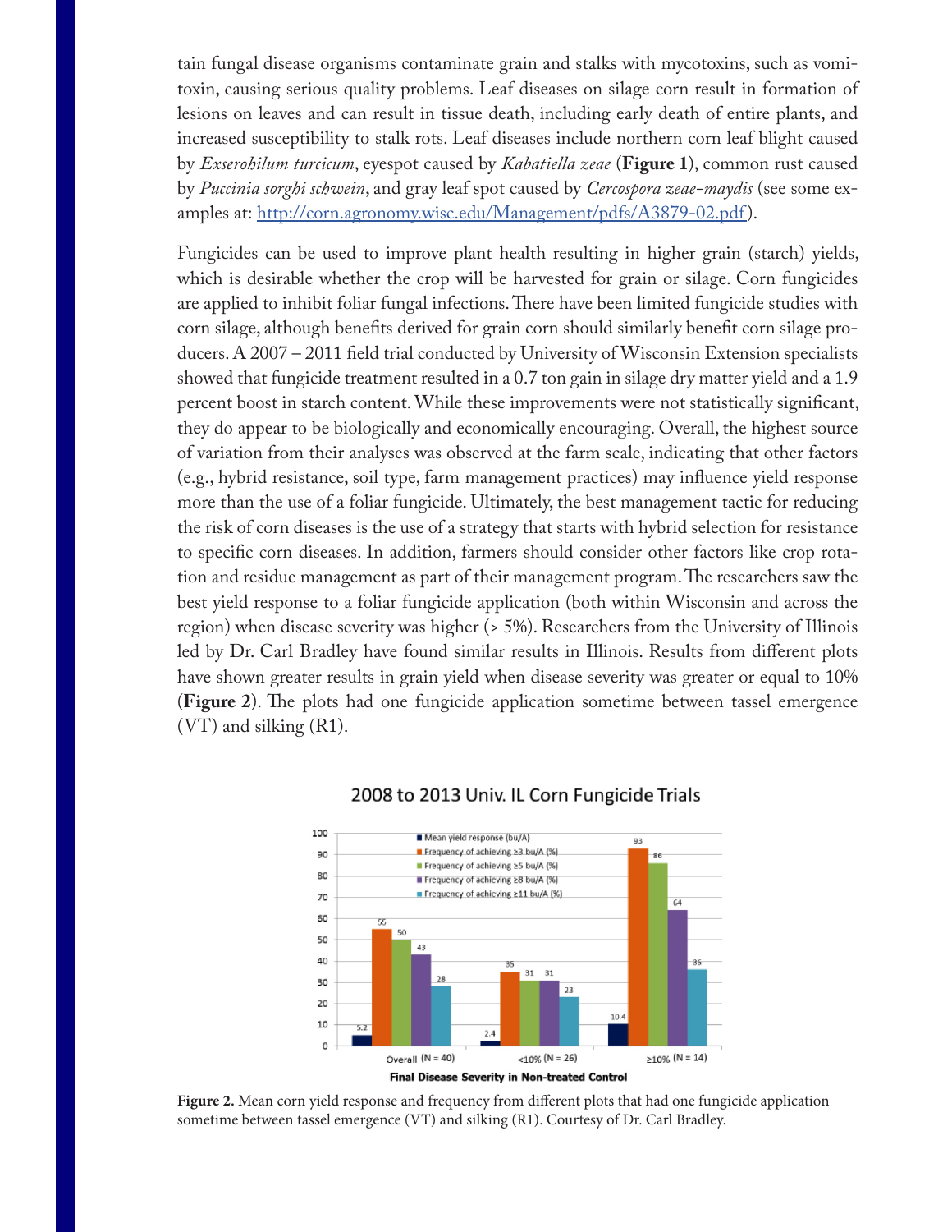tain fungal disease organisms contaminate grain and stalks with mycotoxins, such as vomitoxin, causing serious quality problems. Leaf diseases on silage corn result in formation of lesions on leaves and can result in tissue death, including early death of entire plants, and increased susceptibility to stalk rots. Leaf diseases include northern corn leaf blight caused by *Exserohilum turcicum*, eyespot caused by *Kabatiella zeae* (**Figure 1**), common rust caused by *Puccinia sorghi schwein*, and gray leaf spot caused by *Cercospora zeae-maydis* (see some examples at: http://corn.agronomy.wisc.edu/Management/pdfs/A3879-02.pdf).

Fungicides can be used to improve plant health resulting in higher grain (starch) yields, which is desirable whether the crop will be harvested for grain or silage. Corn fungicides are applied to inhibit foliar fungal infections. There have been limited fungicide studies with corn silage, although benefits derived for grain corn should similarly benefit corn silage producers. A 2007 – 2011 field trial conducted by University of Wisconsin Extension specialists showed that fungicide treatment resulted in a 0.7 ton gain in silage dry matter yield and a 1.9 percent boost in starch content. While these improvements were not statistically significant, they do appear to be biologically and economically encouraging. Overall, the highest source of variation from their analyses was observed at the farm scale, indicating that other factors (e.g., hybrid resistance, soil type, farm management practices) may influence yield response more than the use of a foliar fungicide. Ultimately, the best management tactic for reducing the risk of corn diseases is the use of a strategy that starts with hybrid selection for resistance to specific corn diseases. In addition, farmers should consider other factors like crop rotation and residue management as part of their management program. The researchers saw the best yield response to a foliar fungicide application (both within Wisconsin and across the region) when disease severity was higher (> 5%). Researchers from the University of Illinois led by Dr. Carl Bradley have found similar results in Illinois. Results from different plots have shown greater results in grain yield when disease severity was greater or equal to 10% (**Figure 2**). The plots had one fungicide application sometime between tassel emergence (VT) and silking (R1).

**2008 to 2013 Univ. IL Corn Fungicide Trials**

| Final Disease Severity in Non-treated Control | Mean yield response (bu/A) | Frequency of achieving ≥3 bu/A (%) | Frequency of achieving ≥5 bu/A (%) | Frequency of achieving ≥8 bu/A (%) | Frequency of achieving ≥11 bu/A (%) |
|---|---|---|---|---|---|
| Overall (N = 40) | 5.2 | 55 | 50 | 43 | 28 |
| <10% (N = 26) | 2.4 | 35 | 31 | 31 | 23 |
| ≥10% (N = 14) | 10.4 | 93 | 86 | 64 | 36 |

**Figure 2.** Mean corn yield response and frequency from different plots that had one fungicide application sometime between tassel emergence (VT) and silking (R1). Courtesy of Dr. Carl Bradley.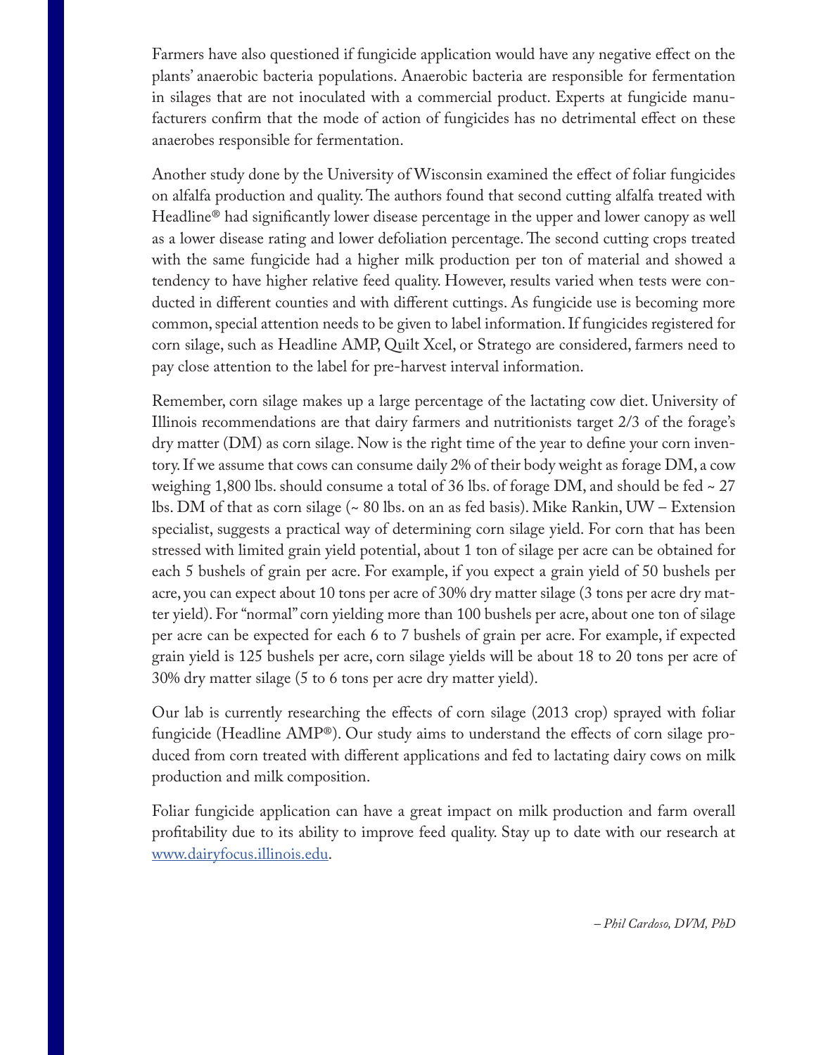Farmers have also questioned if fungicide application would have any negative effect on the plants' anaerobic bacteria populations. Anaerobic bacteria are responsible for fermentation in silages that are not inoculated with a commercial product. Experts at fungicide manufacturers confirm that the mode of action of fungicides has no detrimental effect on these anaerobes responsible for fermentation.

Another study done by the University of Wisconsin examined the effect of foliar fungicides on alfalfa production and quality. The authors found that second cutting alfalfa treated with Headline® had significantly lower disease percentage in the upper and lower canopy as well as a lower disease rating and lower defoliation percentage. The second cutting crops treated with the same fungicide had a higher milk production per ton of material and showed a tendency to have higher relative feed quality. However, results varied when tests were conducted in different counties and with different cuttings. As fungicide use is becoming more common, special attention needs to be given to label information. If fungicides registered for corn silage, such as Headline AMP, Quilt Xcel, or Stratego are considered, farmers need to pay close attention to the label for pre-harvest interval information.

Remember, corn silage makes up a large percentage of the lactating cow diet. University of Illinois recommendations are that dairy farmers and nutritionists target 2/3 of the forage's dry matter (DM) as corn silage. Now is the right time of the year to define your corn inventory. If we assume that cows can consume daily 2% of their body weight as forage DM, a cow weighing 1,800 lbs. should consume a total of 36 lbs. of forage DM, and should be fed ~ 27 lbs. DM of that as corn silage (~ 80 lbs. on an as fed basis). Mike Rankin, UW – Extension specialist, suggests a practical way of determining corn silage yield. For corn that has been stressed with limited grain yield potential, about 1 ton of silage per acre can be obtained for each 5 bushels of grain per acre. For example, if you expect a grain yield of 50 bushels per acre, you can expect about 10 tons per acre of 30% dry matter silage (3 tons per acre dry matter yield). For "normal" corn yielding more than 100 bushels per acre, about one ton of silage per acre can be expected for each 6 to 7 bushels of grain per acre. For example, if expected grain yield is 125 bushels per acre, corn silage yields will be about 18 to 20 tons per acre of 30% dry matter silage (5 to 6 tons per acre dry matter yield).

Our lab is currently researching the effects of corn silage (2013 crop) sprayed with foliar fungicide (Headline AMP®). Our study aims to understand the effects of corn silage produced from corn treated with different applications and fed to lactating dairy cows on milk production and milk composition.

Foliar fungicide application can have a great impact on milk production and farm overall profitability due to its ability to improve feed quality. Stay up to date with our research at [www.dairyfocus.illinois.edu](http://www.dairyfocus.illinois.edu).

*– Phil Cardoso, DVM, PhD*